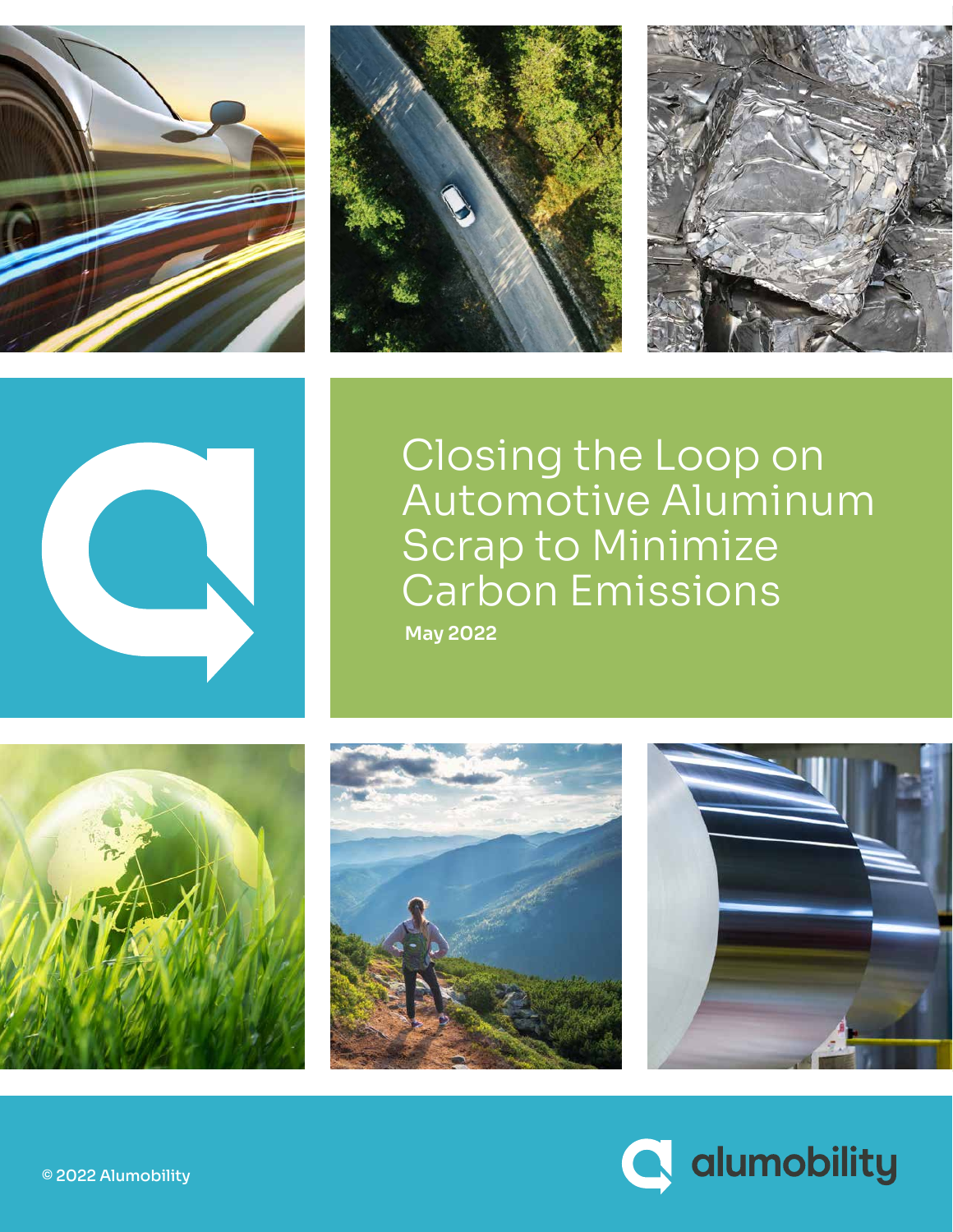# Closing the Loop on Automotive Aluminum Scrap to Minimize Carbon Emissions

**May 2022**

© 2022 Alumobility

alumobility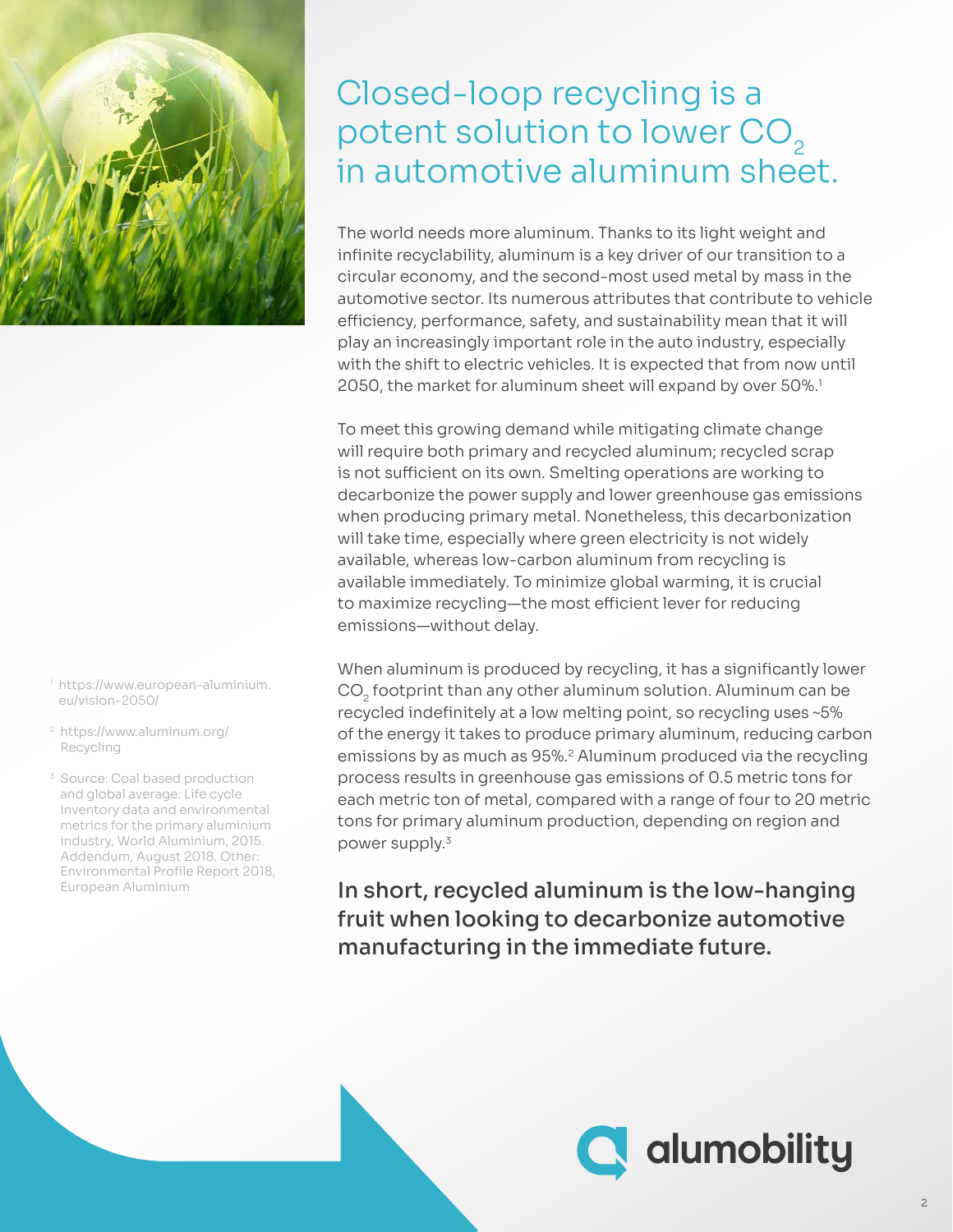# Closed-loop recycling is a potent solution to lower $CO_2$ in automotive aluminum sheet.

The world needs more aluminum. Thanks to its light weight and infinite recyclability, aluminum is a key driver of our transition to a circular economy, and the second-most used metal by mass in the automotive sector. Its numerous attributes that contribute to vehicle efficiency, performance, safety, and sustainability mean that it will play an increasingly important role in the auto industry, especially with the shift to electric vehicles. It is expected that from now until 2050, the market for aluminum sheet will expand by over 50%.[1]

To meet this growing demand while mitigating climate change will require both primary and recycled aluminum; recycled scrap is not sufficient on its own. Smelting operations are working to decarbonize the power supply and lower greenhouse gas emissions when producing primary metal. Nonetheless, this decarbonization will take time, especially where green electricity is not widely available, whereas low-carbon aluminum from recycling is available immediately. To minimize global warming, it is crucial to maximize recycling—the most efficient lever for reducing emissions—without delay.

When aluminum is produced by recycling, it has a significantly lower $CO_2$ footprint than any other aluminum solution. Aluminum can be recycled indefinitely at a low melting point, so recycling uses ~5% of the energy it takes to produce primary aluminum, reducing carbon emissions by as much as 95%.[2] Aluminum produced via the recycling process results in greenhouse gas emissions of 0.5 metric tons for each metric ton of metal, compared with a range of four to 20 metric tons for primary aluminum production, depending on region and power supply.[3]

**In short, recycled aluminum is the low-hanging fruit when looking to decarbonize automotive manufacturing in the immediate future.**

[1] https://www.european-aluminium.eu/vision-2050/

[2] https://www.aluminum.org/Recycling

[3] Source: Coal based production and global average: Life cycle inventory data and environmental metrics for the primary aluminium industry, World Aluminium, 2015. Addendum, August 2018. Other: Environmental Profile Report 2018, European Aluminium

alumobility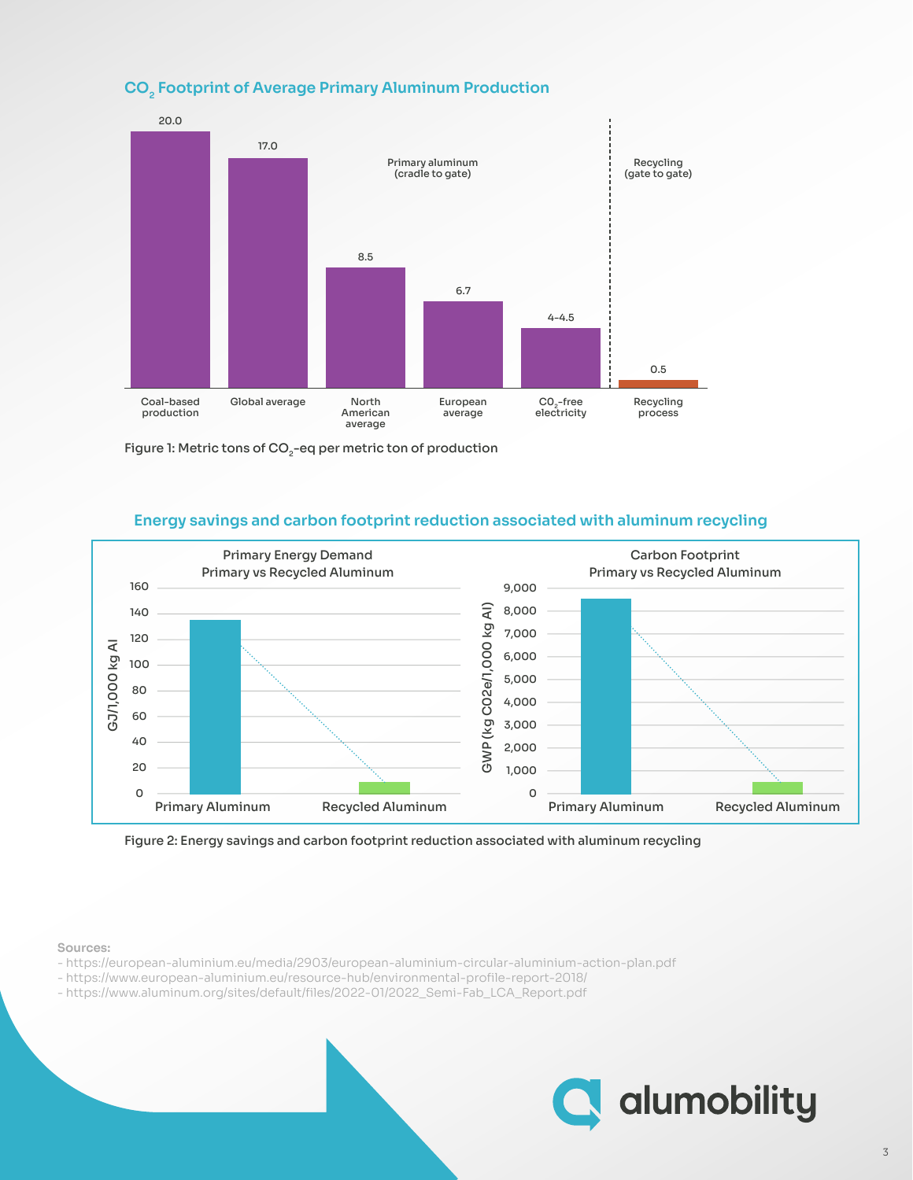## $CO_2$ Footprint of Average Primary Aluminum Production

| | Coal-based production | Global average | North American average | European average | $CO_2$-free electricity | Recycling process |
|---|---|---|---|---|---|---|
| Category | Primary aluminum (cradle to gate) | Primary aluminum (cradle to gate) | Primary aluminum (cradle to gate) | Primary aluminum (cradle to gate) | Primary aluminum (cradle to gate) | Recycling (gate to gate) |
| Metric tons of $CO_2$-eq per metric ton | 20.0 | 17.0 | 8.5 | 6.7 | 4-4.5 | 0.5 |

Figure 1: Metric tons of $CO_2$-eq per metric ton of production

## Energy savings and carbon footprint reduction associated with aluminum recycling

Primary Energy Demand
Primary vs Recycled Aluminum

GJ/1,000 kg Al: Primary Aluminum, Recycled Aluminum

Carbon Footprint
Primary vs Recycled Aluminum

GWP (kg CO2e/1,000 kg Al): Primary Aluminum, Recycled Aluminum

Figure 2: Energy savings and carbon footprint reduction associated with aluminum recycling

**Sources:**
- https://european-aluminium.eu/media/2903/european-aluminium-circular-aluminium-action-plan.pdf
- https://www.european-aluminium.eu/resource-hub/environmental-profile-report-2018/
- https://www.aluminum.org/sites/default/files/2022-01/2022_Semi-Fab_LCA_Report.pdf

alumobility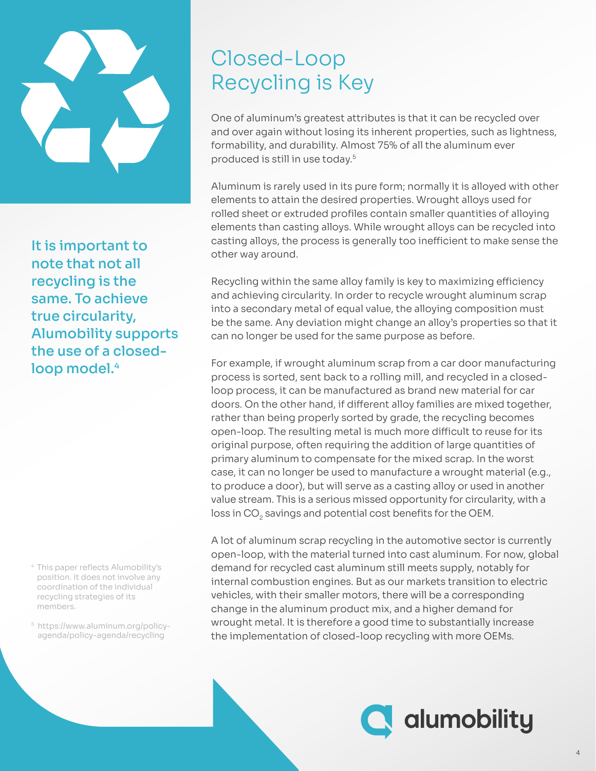# Closed-Loop Recycling is Key

**It is important to note that not all recycling is the same. To achieve true circularity, Alumobility supports the use of a closed-loop model.[4]**

One of aluminum's greatest attributes is that it can be recycled over and over again without losing its inherent properties, such as lightness, formability, and durability. Almost 75% of all the aluminum ever produced is still in use today.[5]

Aluminum is rarely used in its pure form; normally it is alloyed with other elements to attain the desired properties. Wrought alloys used for rolled sheet or extruded profiles contain smaller quantities of alloying elements than casting alloys. While wrought alloys can be recycled into casting alloys, the process is generally too inefficient to make sense the other way around.

Recycling within the same alloy family is key to maximizing efficiency and achieving circularity. In order to recycle wrought aluminum scrap into a secondary metal of equal value, the alloying composition must be the same. Any deviation might change an alloy's properties so that it can no longer be used for the same purpose as before.

For example, if wrought aluminum scrap from a car door manufacturing process is sorted, sent back to a rolling mill, and recycled in a closed-loop process, it can be manufactured as brand new material for car doors. On the other hand, if different alloy families are mixed together, rather than being properly sorted by grade, the recycling becomes open-loop. The resulting metal is much more difficult to reuse for its original purpose, often requiring the addition of large quantities of primary aluminum to compensate for the mixed scrap. In the worst case, it can no longer be used to manufacture a wrought material (e.g., to produce a door), but will serve as a casting alloy or used in another value stream. This is a serious missed opportunity for circularity, with a loss in $CO_2$ savings and potential cost benefits for the OEM.

A lot of aluminum scrap recycling in the automotive sector is currently open-loop, with the material turned into cast aluminum. For now, global demand for recycled cast aluminum still meets supply, notably for internal combustion engines. But as our markets transition to electric vehicles, with their smaller motors, there will be a corresponding change in the aluminum product mix, and a higher demand for wrought metal. It is therefore a good time to substantially increase the implementation of closed-loop recycling with more OEMs.

[4] This paper reflects Alumobility's position. It does not involve any coordination of the individual recycling strategies of its members.

[5] https://www.aluminum.org/policy-agenda/policy-agenda/recycling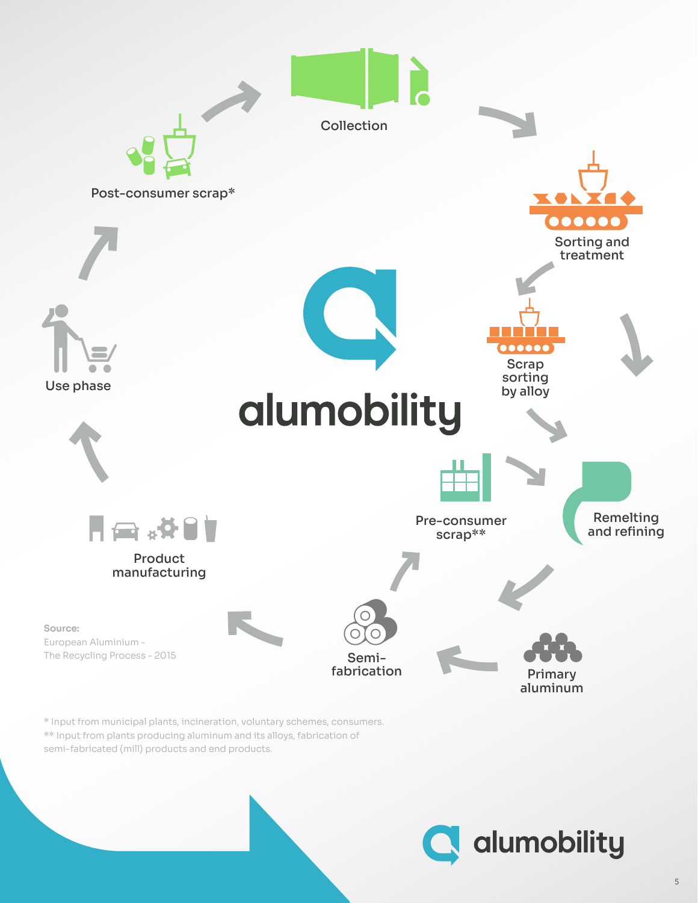Collection

Sorting and treatment

Scrap sorting by alloy

Remelting and refining

Pre-consumer scrap**

Primary aluminum

Semi-fabrication

Product manufacturing

Use phase

Post-consumer scrap*

alumobility

**Source:**
European Aluminium -
The Recycling Process - 2015

* Input from municipal plants, incineration, voluntary schemes, consumers.
** Input from plants producing aluminum and its alloys, fabrication of semi-fabricated (mill) products and end products.

alumobility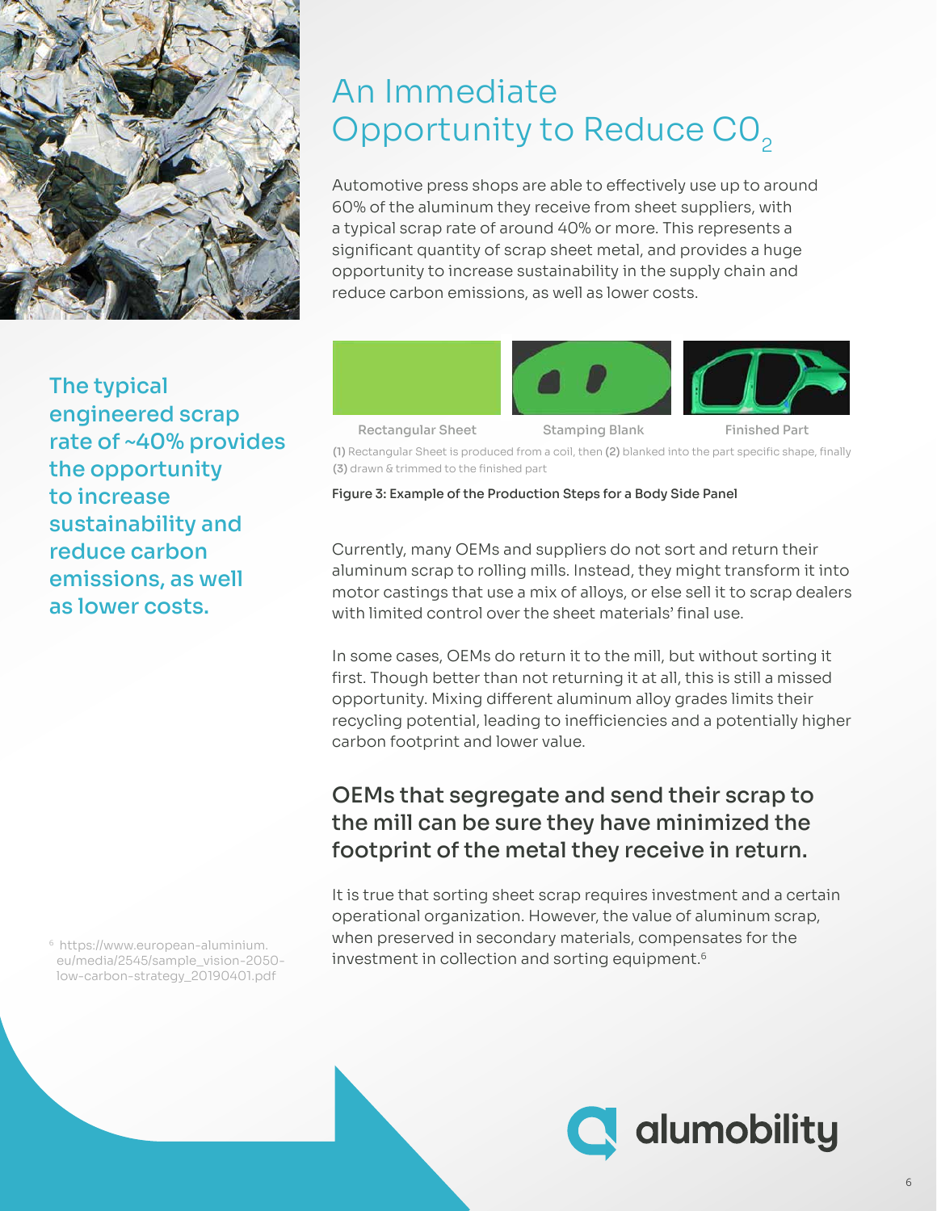# An Immediate Opportunity to Reduce $CO_2$

Automotive press shops are able to effectively use up to around 60% of the aluminum they receive from sheet suppliers, with a typical scrap rate of around 40% or more. This represents a significant quantity of scrap sheet metal, and provides a huge opportunity to increase sustainability in the supply chain and reduce carbon emissions, as well as lower costs.

**The typical engineered scrap rate of ~40% provides the opportunity to increase sustainability and reduce carbon emissions, as well as lower costs.**

Rectangular Sheet | Stamping Blank | Finished Part

**(1)** Rectangular Sheet is produced from a coil, then **(2)** blanked into the part specific shape, finally **(3)** drawn & trimmed to the finished part

**Figure 3: Example of the Production Steps for a Body Side Panel**

Currently, many OEMs and suppliers do not sort and return their aluminum scrap to rolling mills. Instead, they might transform it into motor castings that use a mix of alloys, or else sell it to scrap dealers with limited control over the sheet materials' final use.

In some cases, OEMs do return it to the mill, but without sorting it first. Though better than not returning it at all, this is still a missed opportunity. Mixing different aluminum alloy grades limits their recycling potential, leading to inefficiencies and a potentially higher carbon footprint and lower value.

## OEMs that segregate and send their scrap to the mill can be sure they have minimized the footprint of the metal they receive in return.

It is true that sorting sheet scrap requires investment and a certain operational organization. However, the value of aluminum scrap, when preserved in secondary materials, compensates for the investment in collection and sorting equipment.[6]

[6] https://www.european-aluminium.eu/media/2545/sample_vision-2050-low-carbon-strategy_20190401.pdf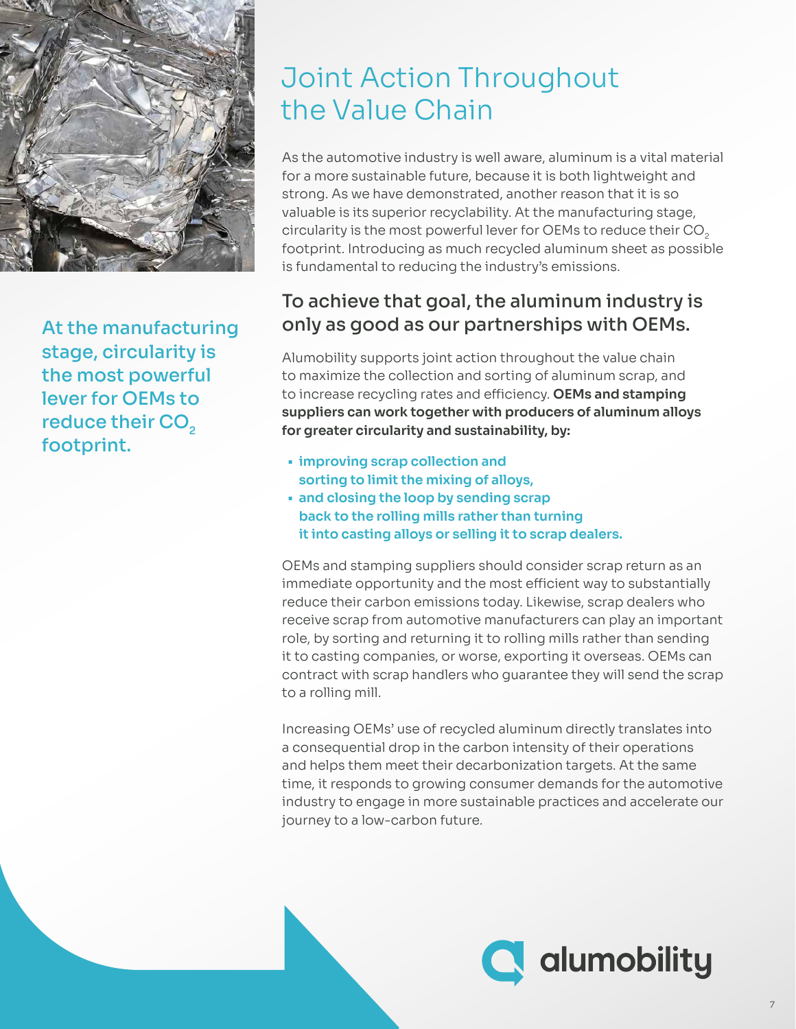At the manufacturing stage, circularity is the most powerful lever for OEMs to reduce their $CO_2$ footprint.

# Joint Action Throughout the Value Chain

As the automotive industry is well aware, aluminum is a vital material for a more sustainable future, because it is both lightweight and strong. As we have demonstrated, another reason that it is so valuable is its superior recyclability. At the manufacturing stage, circularity is the most powerful lever for OEMs to reduce their $CO_2$ footprint. Introducing as much recycled aluminum sheet as possible is fundamental to reducing the industry's emissions.

## To achieve that goal, the aluminum industry is only as good as our partnerships with OEMs.

Alumobility supports joint action throughout the value chain to maximize the collection and sorting of aluminum scrap, and to increase recycling rates and efficiency. **OEMs and stamping suppliers can work together with producers of aluminum alloys for greater circularity and sustainability, by:**

- **improving scrap collection and sorting to limit the mixing of alloys,**
- **and closing the loop by sending scrap back to the rolling mills rather than turning it into casting alloys or selling it to scrap dealers.**

OEMs and stamping suppliers should consider scrap return as an immediate opportunity and the most efficient way to substantially reduce their carbon emissions today. Likewise, scrap dealers who receive scrap from automotive manufacturers can play an important role, by sorting and returning it to rolling mills rather than sending it to casting companies, or worse, exporting it overseas. OEMs can contract with scrap handlers who guarantee they will send the scrap to a rolling mill.

Increasing OEMs' use of recycled aluminum directly translates into a consequential drop in the carbon intensity of their operations and helps them meet their decarbonization targets. At the same time, it responds to growing consumer demands for the automotive industry to engage in more sustainable practices and accelerate our journey to a low-carbon future.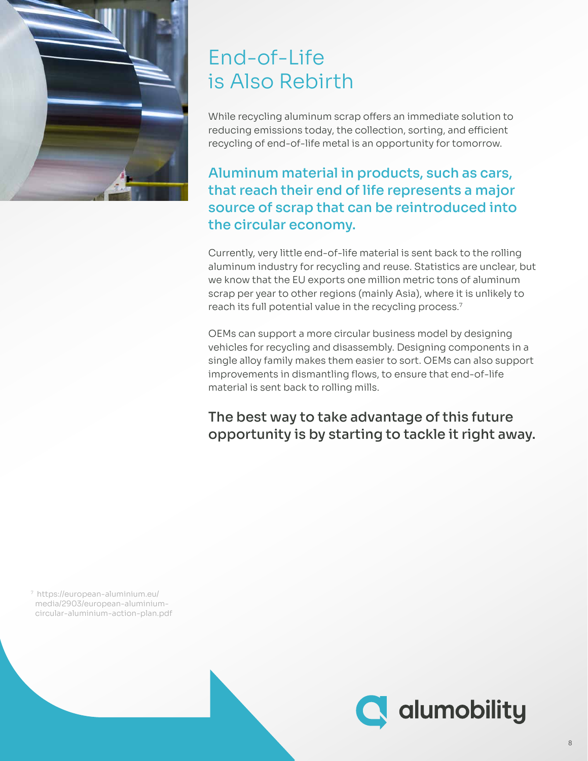# End-of-Life is Also Rebirth

While recycling aluminum scrap offers an immediate solution to reducing emissions today, the collection, sorting, and efficient recycling of end-of-life metal is an opportunity for tomorrow.

**Aluminum material in products, such as cars, that reach their end of life represents a major source of scrap that can be reintroduced into the circular economy.**

Currently, very little end-of-life material is sent back to the rolling aluminum industry for recycling and reuse. Statistics are unclear, but we know that the EU exports one million metric tons of aluminum scrap per year to other regions (mainly Asia), where it is unlikely to reach its full potential value in the recycling process.[7]

OEMs can support a more circular business model by designing vehicles for recycling and disassembly. Designing components in a single alloy family makes them easier to sort. OEMs can also support improvements in dismantling flows, to ensure that end-of-life material is sent back to rolling mills.

**The best way to take advantage of this future opportunity is by starting to tackle it right away.**

[7] https://european-aluminium.eu/media/2903/european-aluminium-circular-aluminium-action-plan.pdf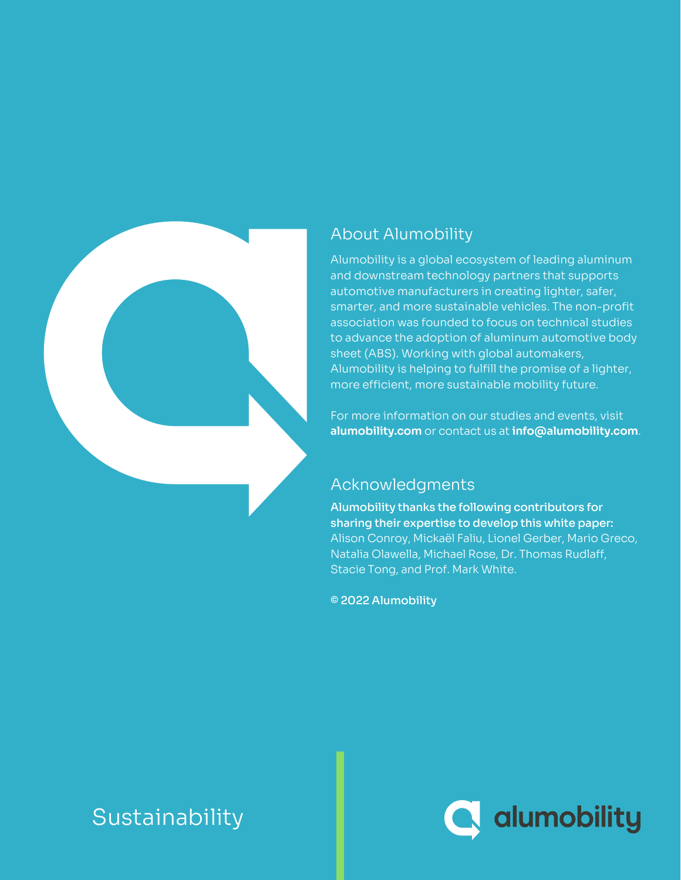## About Alumobility

Alumobility is a global ecosystem of leading aluminum and downstream technology partners that supports automotive manufacturers in creating lighter, safer, smarter, and more sustainable vehicles. The non-profit association was founded to focus on technical studies to advance the adoption of aluminum automotive body sheet (ABS). Working with global automakers, Alumobility is helping to fulfill the promise of a lighter, more efficient, more sustainable mobility future.

For more information on our studies and events, visit **alumobility.com** or contact us at **info@alumobility.com**.

## Acknowledgments

**Alumobility thanks the following contributors for sharing their expertise to develop this white paper:** Alison Conroy, Mickaël Faliu, Lionel Gerber, Mario Greco, Natalia Olawella, Michael Rose, Dr. Thomas Rudlaff, Stacie Tong, and Prof. Mark White.

**© 2022 Alumobility**

Sustainability

alumobility